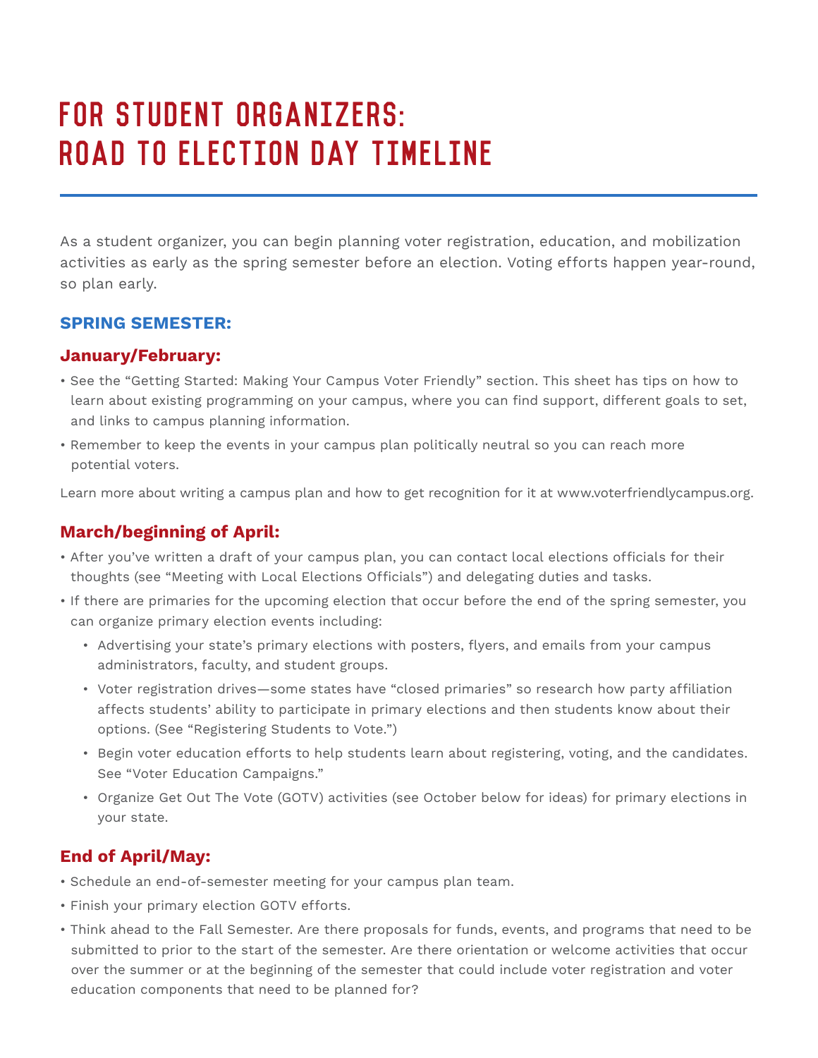# FOR STUDENT ORGANIZERS: ROAD TO ELECTION DAY TIMELINE

As a student organizer, you can begin planning voter registration, education, and mobilization activities as early as the spring semester before an election. Voting efforts happen year-round, so plan early.

## SPRING SEMESTER:

### January/February:

- See the "Getting Started: Making Your Campus Voter Friendly" section. This sheet has tips on how to learn about existing programming on your campus, where you can find support, different goals to set, and links to campus planning information.
- Remember to keep the events in your campus plan politically neutral so you can reach more potential voters.

Learn more about writing a campus plan and how to get recognition for it at www.voterfriendlycampus.org.

### March/beginning of April:

- After you've written a draft of your campus plan, you can contact local elections officials for their thoughts (see "Meeting with Local Elections Officials") and delegating duties and tasks.
- If there are primaries for the upcoming election that occur before the end of the spring semester, you can organize primary election events including:
  - Advertising your state's primary elections with posters, flyers, and emails from your campus administrators, faculty, and student groups.
  - Voter registration drives—some states have "closed primaries" so research how party affiliation affects students' ability to participate in primary elections and then students know about their options. (See "Registering Students to Vote.")
  - Begin voter education efforts to help students learn about registering, voting, and the candidates. See "Voter Education Campaigns."
  - Organize Get Out The Vote (GOTV) activities (see October below for ideas) for primary elections in your state.

### End of April/May:

- Schedule an end-of-semester meeting for your campus plan team.
- Finish your primary election GOTV efforts.
- Think ahead to the Fall Semester. Are there proposals for funds, events, and programs that need to be submitted to prior to the start of the semester. Are there orientation or welcome activities that occur over the summer or at the beginning of the semester that could include voter registration and voter education components that need to be planned for?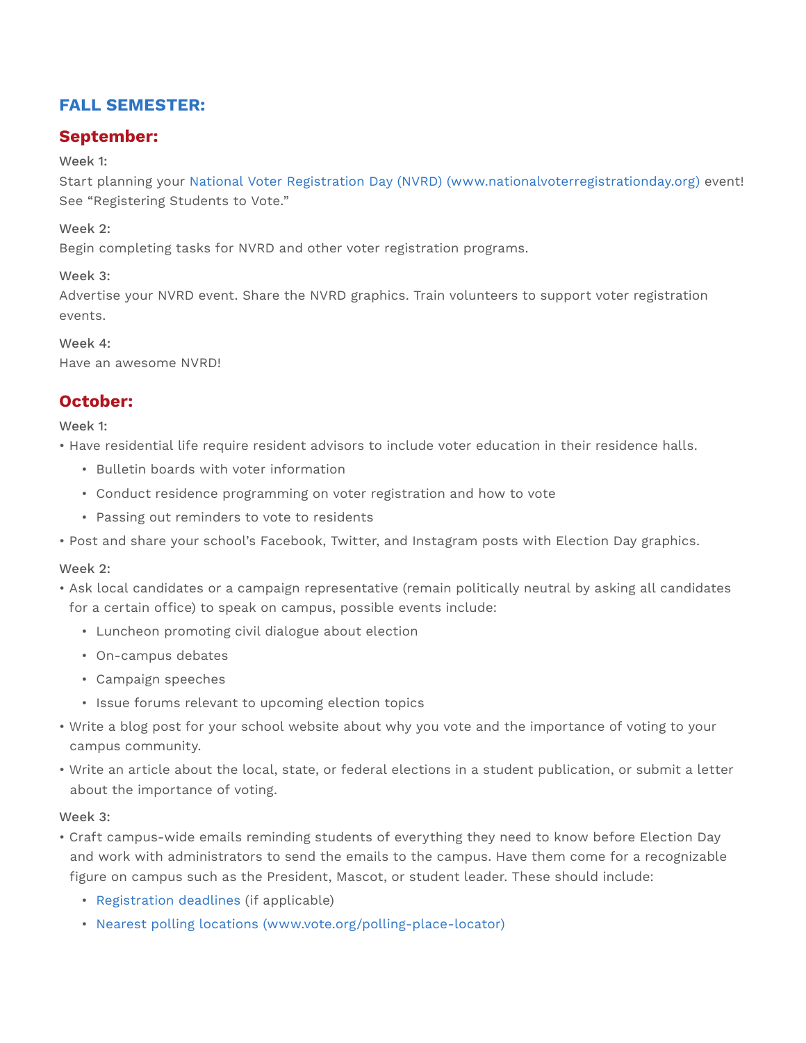## FALL SEMESTER:

### September:

Week 1:
Start planning your National Voter Registration Day (NVRD) (www.nationalvoterregistrationday.org) event! See "Registering Students to Vote."

Week 2:
Begin completing tasks for NVRD and other voter registration programs.

Week 3:
Advertise your NVRD event. Share the NVRD graphics. Train volunteers to support voter registration events.

Week 4:
Have an awesome NVRD!

### October:

Week 1:

- Have residential life require resident advisors to include voter education in their residence halls.
  - Bulletin boards with voter information
  - Conduct residence programming on voter registration and how to vote
  - Passing out reminders to vote to residents
- Post and share your school's Facebook, Twitter, and Instagram posts with Election Day graphics.

Week 2:

- Ask local candidates or a campaign representative (remain politically neutral by asking all candidates for a certain office) to speak on campus, possible events include:
  - Luncheon promoting civil dialogue about election
  - On-campus debates
  - Campaign speeches
  - Issue forums relevant to upcoming election topics
- Write a blog post for your school website about why you vote and the importance of voting to your campus community.
- Write an article about the local, state, or federal elections in a student publication, or submit a letter about the importance of voting.

Week 3:

- Craft campus-wide emails reminding students of everything they need to know before Election Day and work with administrators to send the emails to the campus. Have them come for a recognizable figure on campus such as the President, Mascot, or student leader. These should include:
  - Registration deadlines (if applicable)
  - Nearest polling locations (www.vote.org/polling-place-locator)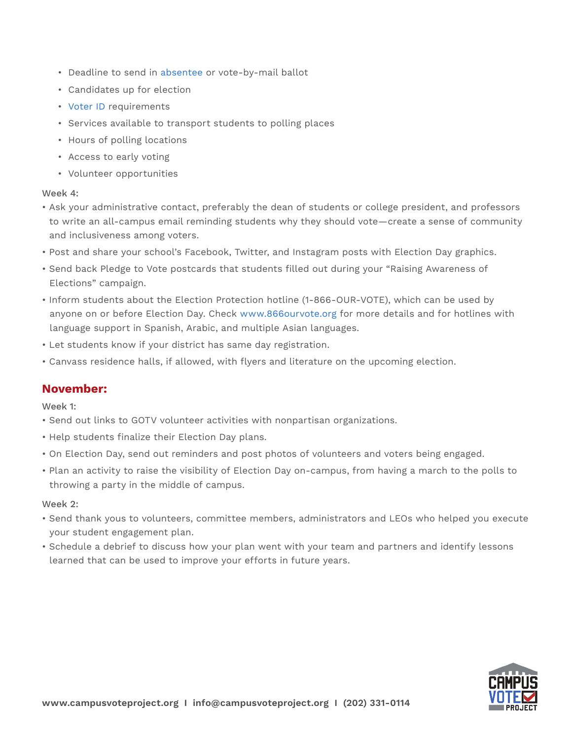- Deadline to send in absentee or vote-by-mail ballot
- Candidates up for election
- Voter ID requirements
- Services available to transport students to polling places
- Hours of polling locations
- Access to early voting
- Volunteer opportunities

Week 4:

- Ask your administrative contact, preferably the dean of students or college president, and professors to write an all-campus email reminding students why they should vote—create a sense of community and inclusiveness among voters.
- Post and share your school's Facebook, Twitter, and Instagram posts with Election Day graphics.
- Send back Pledge to Vote postcards that students filled out during your "Raising Awareness of Elections" campaign.
- Inform students about the Election Protection hotline (1-866-OUR-VOTE), which can be used by anyone on or before Election Day. Check www.866ourvote.org for more details and for hotlines with language support in Spanish, Arabic, and multiple Asian languages.
- Let students know if your district has same day registration.
- Canvass residence halls, if allowed, with flyers and literature on the upcoming election.

## November:

Week 1:

- Send out links to GOTV volunteer activities with nonpartisan organizations.
- Help students finalize their Election Day plans.
- On Election Day, send out reminders and post photos of volunteers and voters being engaged.
- Plan an activity to raise the visibility of Election Day on-campus, from having a march to the polls to throwing a party in the middle of campus.

Week 2:

- Send thank yous to volunteers, committee members, administrators and LEOs who helped you execute your student engagement plan.
- Schedule a debrief to discuss how your plan went with your team and partners and identify lessons learned that can be used to improve your efforts in future years.